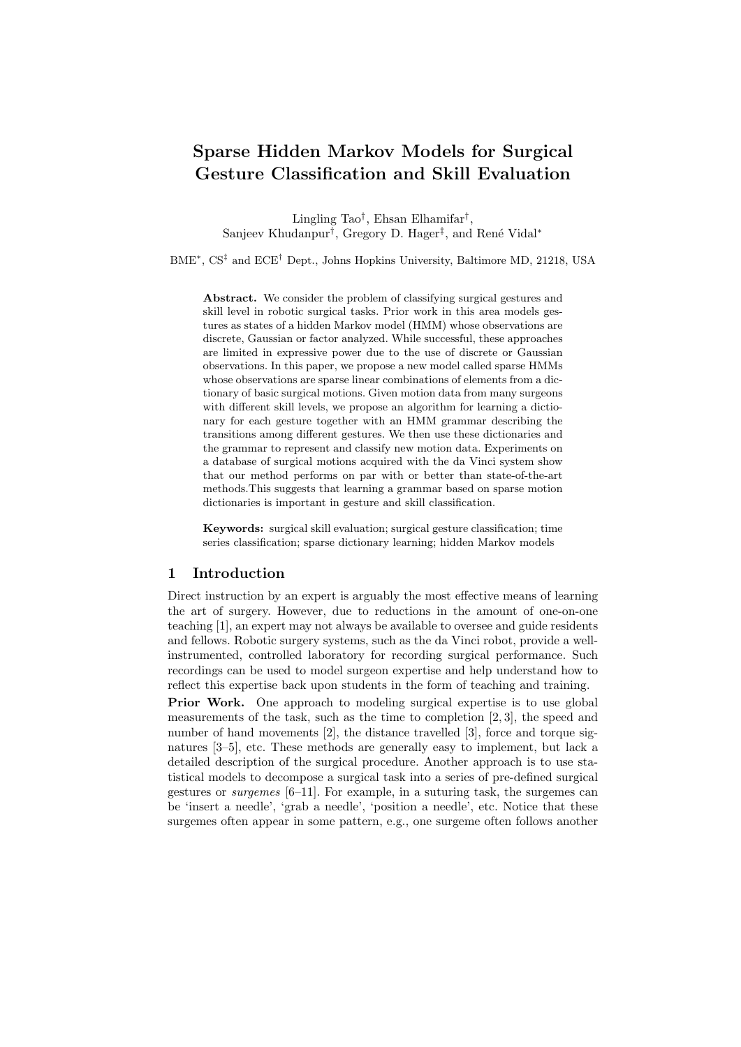# Sparse Hidden Markov Models for Surgical Gesture Classification and Skill Evaluation

Lingling Tao[†], Ehsan Elhamifar[†], Sanjeev Khudanpur[†], Gregory D. Hager[‡], and René Vidal[*]

BME[*], CS[‡] and ECE[†] Dept., Johns Hopkins University, Baltimore MD, 21218, USA

**Abstract.** We consider the problem of classifying surgical gestures and skill level in robotic surgical tasks. Prior work in this area models gestures as states of a hidden Markov model (HMM) whose observations are discrete, Gaussian or factor analyzed. While successful, these approaches are limited in expressive power due to the use of discrete or Gaussian observations. In this paper, we propose a new model called sparse HMMs whose observations are sparse linear combinations of elements from a dictionary of basic surgical motions. Given motion data from many surgeons with different skill levels, we propose an algorithm for learning a dictionary for each gesture together with an HMM grammar describing the transitions among different gestures. We then use these dictionaries and the grammar to represent and classify new motion data. Experiments on a database of surgical motions acquired with the da Vinci system show that our method performs on par with or better than state-of-the-art methods.This suggests that learning a grammar based on sparse motion dictionaries is important in gesture and skill classification.

**Keywords:** surgical skill evaluation; surgical gesture classification; time series classification; sparse dictionary learning; hidden Markov models

## 1 Introduction

Direct instruction by an expert is arguably the most effective means of learning the art of surgery. However, due to reductions in the amount of one-on-one teaching [1], an expert may not always be available to oversee and guide residents and fellows. Robotic surgery systems, such as the da Vinci robot, provide a well-instrumented, controlled laboratory for recording surgical performance. Such recordings can be used to model surgeon expertise and help understand how to reflect this expertise back upon students in the form of teaching and training.

**Prior Work.** One approach to modeling surgical expertise is to use global measurements of the task, such as the time to completion [2, 3], the speed and number of hand movements [2], the distance travelled [3], force and torque signatures [3–5], etc. These methods are generally easy to implement, but lack a detailed description of the surgical procedure. Another approach is to use statistical models to decompose a surgical task into a series of pre-defined surgical gestures or *surgemes* [6–11]. For example, in a suturing task, the surgemes can be 'insert a needle', 'grab a needle', 'position a needle', etc. Notice that these surgemes often appear in some pattern, e.g., one surgeme often follows another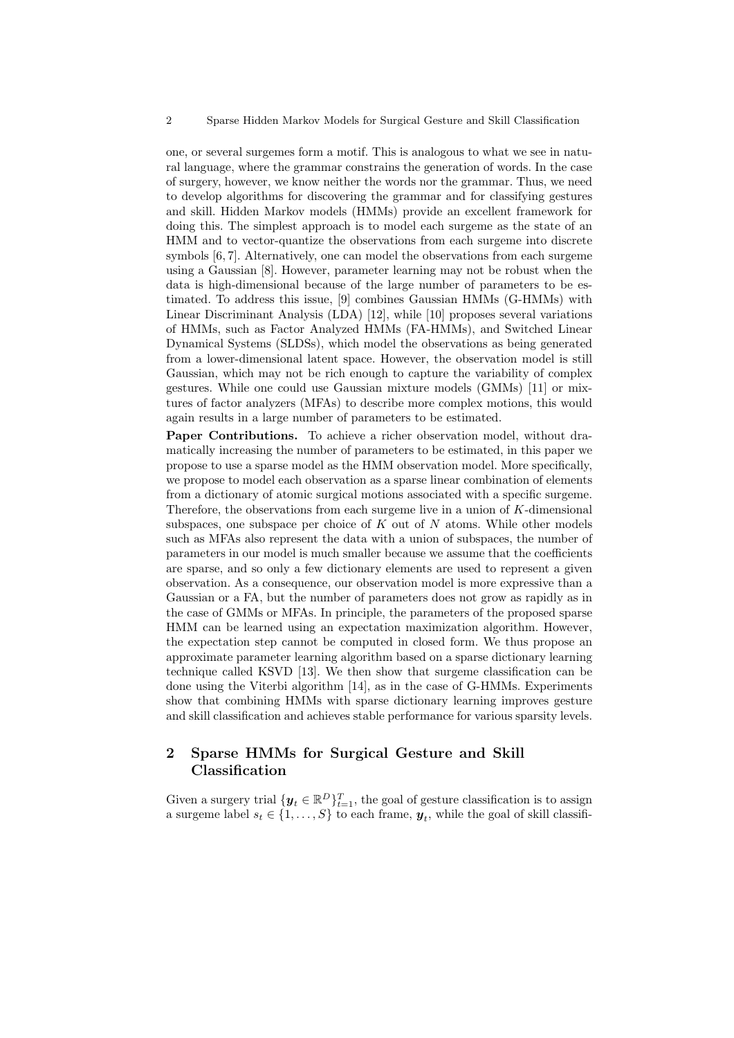one, or several surgemes form a motif. This is analogous to what we see in natural language, where the grammar constrains the generation of words. In the case of surgery, however, we know neither the words nor the grammar. Thus, we need to develop algorithms for discovering the grammar and for classifying gestures and skill. Hidden Markov models (HMMs) provide an excellent framework for doing this. The simplest approach is to model each surgeme as the state of an HMM and to vector-quantize the observations from each surgeme into discrete symbols [6, 7]. Alternatively, one can model the observations from each surgeme using a Gaussian [8]. However, parameter learning may not be robust when the data is high-dimensional because of the large number of parameters to be estimated. To address this issue, [9] combines Gaussian HMMs (G-HMMs) with Linear Discriminant Analysis (LDA) [12], while [10] proposes several variations of HMMs, such as Factor Analyzed HMMs (FA-HMMs), and Switched Linear Dynamical Systems (SLDSs), which model the observations as being generated from a lower-dimensional latent space. However, the observation model is still Gaussian, which may not be rich enough to capture the variability of complex gestures. While one could use Gaussian mixture models (GMMs) [11] or mixtures of factor analyzers (MFAs) to describe more complex motions, this would again results in a large number of parameters to be estimated.

**Paper Contributions.** To achieve a richer observation model, without dramatically increasing the number of parameters to be estimated, in this paper we propose to use a sparse model as the HMM observation model. More specifically, we propose to model each observation as a sparse linear combination of elements from a dictionary of atomic surgical motions associated with a specific surgeme. Therefore, the observations from each surgeme live in a union of $K$-dimensional subspaces, one subspace per choice of $K$ out of $N$ atoms. While other models such as MFAs also represent the data with a union of subspaces, the number of parameters in our model is much smaller because we assume that the coefficients are sparse, and so only a few dictionary elements are used to represent a given observation. As a consequence, our observation model is more expressive than a Gaussian or a FA, but the number of parameters does not grow as rapidly as in the case of GMMs or MFAs. In principle, the parameters of the proposed sparse HMM can be learned using an expectation maximization algorithm. However, the expectation step cannot be computed in closed form. We thus propose an approximate parameter learning algorithm based on a sparse dictionary learning technique called KSVD [13]. We then show that surgeme classification can be done using the Viterbi algorithm [14], as in the case of G-HMMs. Experiments show that combining HMMs with sparse dictionary learning improves gesture and skill classification and achieves stable performance for various sparsity levels.

## 2 Sparse HMMs for Surgical Gesture and Skill Classification

Given a surgery trial $\{\boldsymbol{y}_t \in \mathbb{R}^D\}_{t=1}^T$, the goal of gesture classification is to assign a surgeme label $s_t \in \{1, \dots, S\}$ to each frame, $\boldsymbol{y}_t$, while the goal of skill classifi-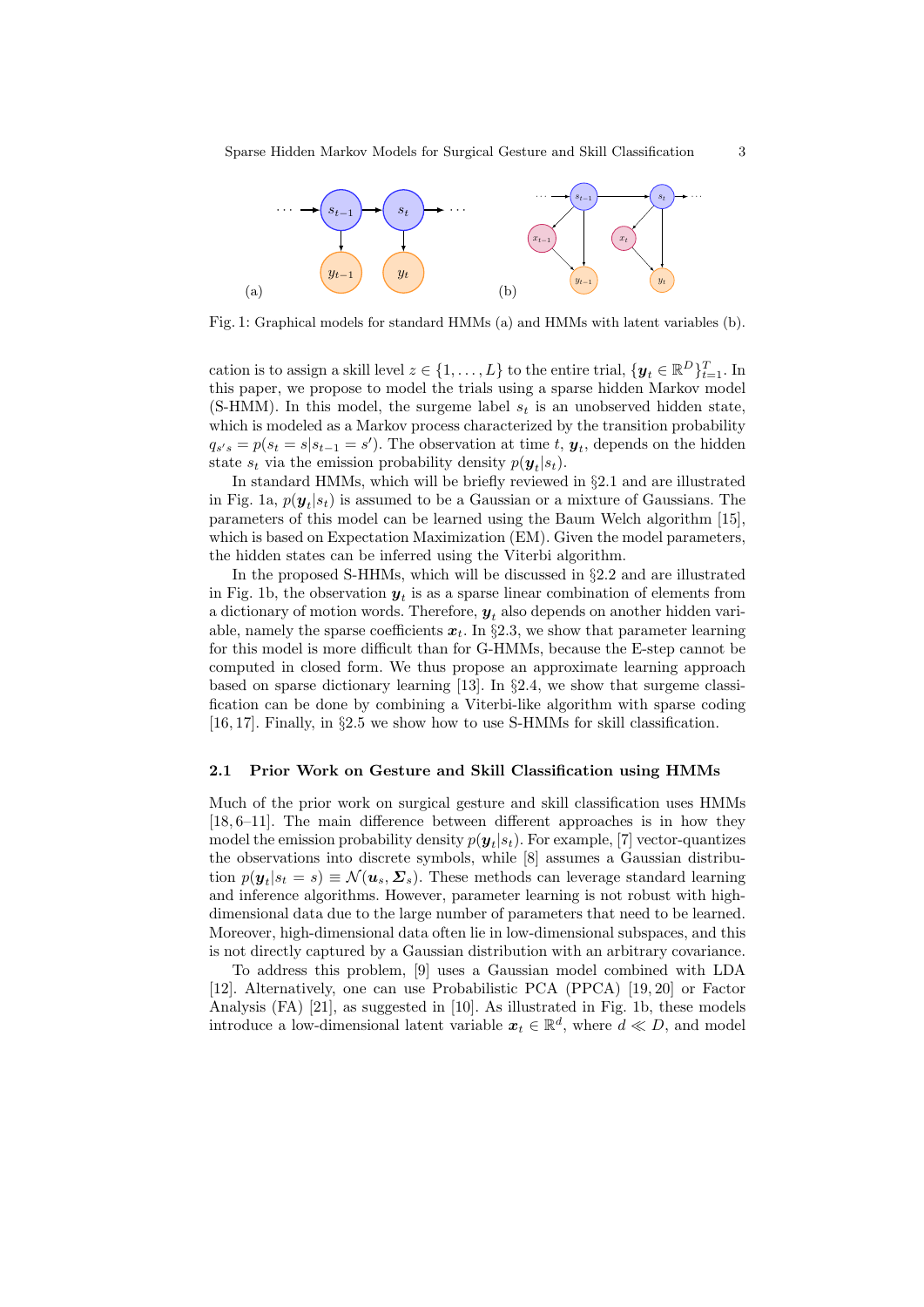Fig. 1: Graphical models for standard HMMs (a) and HMMs with latent variables (b).

cation is to assign a skill level $z \in \{1, \dots, L\}$ to the entire trial, $\{\boldsymbol{y}_t \in \mathbb{R}^D\}_{t=1}^T$. In this paper, we propose to model the trials using a sparse hidden Markov model (S-HMM). In this model, the surgeme label $s_t$ is an unobserved hidden state, which is modeled as a Markov process characterized by the transition probability $q_{s's} = p(s_t = s | s_{t-1} = s')$. The observation at time $t$, $\boldsymbol{y}_t$, depends on the hidden state $s_t$ via the emission probability density $p(\boldsymbol{y}_t | s_t)$.

In standard HMMs, which will be briefly reviewed in §2.1 and are illustrated in Fig. 1a, $p(\boldsymbol{y}_t | s_t)$ is assumed to be a Gaussian or a mixture of Gaussians. The parameters of this model can be learned using the Baum Welch algorithm [15], which is based on Expectation Maximization (EM). Given the model parameters, the hidden states can be inferred using the Viterbi algorithm.

In the proposed S-HHMs, which will be discussed in §2.2 and are illustrated in Fig. 1b, the observation $\boldsymbol{y}_t$ is as a sparse linear combination of elements from a dictionary of motion words. Therefore, $\boldsymbol{y}_t$ also depends on another hidden variable, namely the sparse coefficients $\boldsymbol{x}_t$. In §2.3, we show that parameter learning for this model is more difficult than for G-HMMs, because the E-step cannot be computed in closed form. We thus propose an approximate learning approach based on sparse dictionary learning [13]. In §2.4, we show that surgeme classification can be done by combining a Viterbi-like algorithm with sparse coding [16, 17]. Finally, in §2.5 we show how to use S-HMMs for skill classification.

### 2.1 Prior Work on Gesture and Skill Classification using HMMs

Much of the prior work on surgical gesture and skill classification uses HMMs [18, 6–11]. The main difference between different approaches is in how they model the emission probability density $p(\boldsymbol{y}_t | s_t)$. For example, [7] vector-quantizes the observations into discrete symbols, while [8] assumes a Gaussian distribution $p(\boldsymbol{y}_t | s_t = s) \equiv \mathcal{N}(\boldsymbol{u}_s, \boldsymbol{\Sigma}_s)$. These methods can leverage standard learning and inference algorithms. However, parameter learning is not robust with high-dimensional data due to the large number of parameters that need to be learned. Moreover, high-dimensional data often lie in low-dimensional subspaces, and this is not directly captured by a Gaussian distribution with an arbitrary covariance.

To address this problem, [9] uses a Gaussian model combined with LDA [12]. Alternatively, one can use Probabilistic PCA (PPCA) [19, 20] or Factor Analysis (FA) [21], as suggested in [10]. As illustrated in Fig. 1b, these models introduce a low-dimensional latent variable $\boldsymbol{x}_t \in \mathbb{R}^d$, where $d \ll D$, and model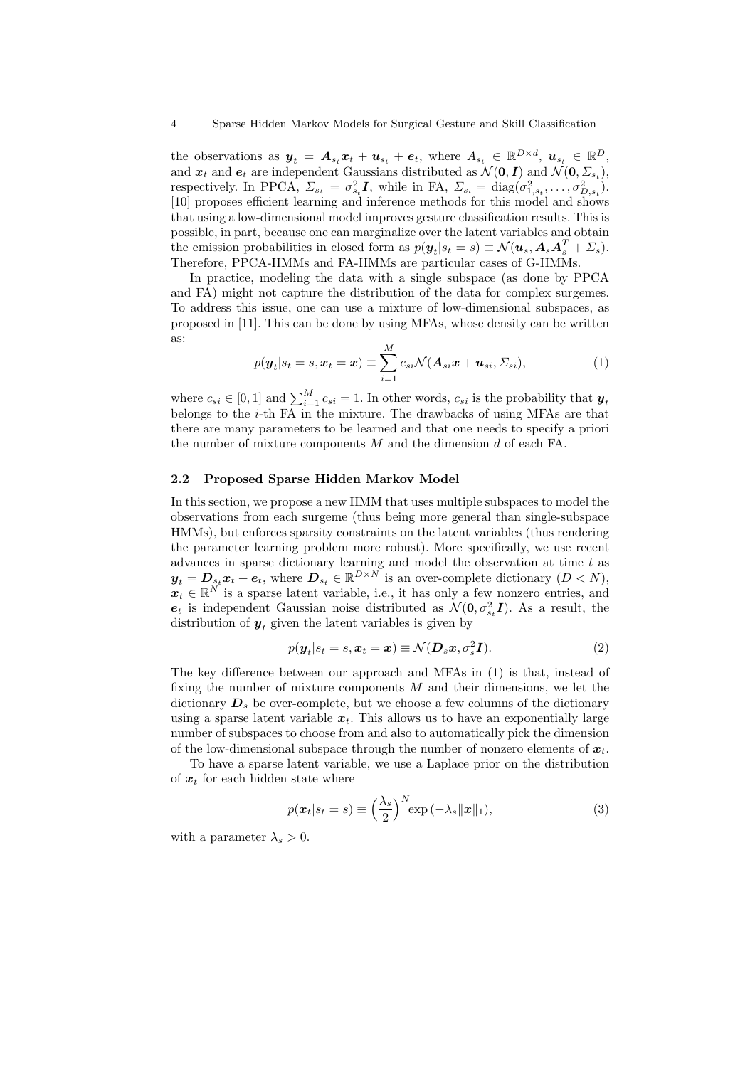the observations as $\boldsymbol{y}_t = \boldsymbol{A}_{s_t}\boldsymbol{x}_t + \boldsymbol{u}_{s_t} + \boldsymbol{e}_t$, where $A_{s_t} \in \mathbb{R}^{D\times d}$, $\boldsymbol{u}_{s_t} \in \mathbb{R}^D$, and $\boldsymbol{x}_t$ and $\boldsymbol{e}_t$ are independent Gaussians distributed as $\mathcal{N}(\boldsymbol{0}, \boldsymbol{I})$ and $\mathcal{N}(\boldsymbol{0}, \Sigma_{s_t})$, respectively. In PPCA, $\Sigma_{s_t} = \sigma_{s_t}^2\boldsymbol{I}$, while in FA, $\Sigma_{s_t} = \mathrm{diag}(\sigma_{1,s_t}^2, \ldots, \sigma_{D,s_t}^2)$. [10] proposes efficient learning and inference methods for this model and shows that using a low-dimensional model improves gesture classification results. This is possible, in part, because one can marginalize over the latent variables and obtain the emission probabilities in closed form as $p(\boldsymbol{y}_t|s_t = s) \equiv \mathcal{N}(\boldsymbol{u}_s, \boldsymbol{A}_s\boldsymbol{A}_s^T + \Sigma_s)$. Therefore, PPCA-HMMs and FA-HMMs are particular cases of G-HMMs.

In practice, modeling the data with a single subspace (as done by PPCA and FA) might not capture the distribution of the data for complex surgemes. To address this issue, one can use a mixture of low-dimensional subspaces, as proposed in [11]. This can be done by using MFAs, whose density can be written as:

$$p(\boldsymbol{y}_t|s_t = s, \boldsymbol{x}_t = \boldsymbol{x}) \equiv \sum_{i=1}^{M} c_{si}\mathcal{N}(\boldsymbol{A}_{si}\boldsymbol{x} + \boldsymbol{u}_{si}, \Sigma_{si}), \tag{1}$$

where $c_{si} \in [0,1]$ and $\sum_{i=1}^{M} c_{si} = 1$. In other words, $c_{si}$ is the probability that $\boldsymbol{y}_t$ belongs to the $i$-th FA in the mixture. The drawbacks of using MFAs are that there are many parameters to be learned and that one needs to specify a priori the number of mixture components $M$ and the dimension $d$ of each FA.

### 2.2 Proposed Sparse Hidden Markov Model

In this section, we propose a new HMM that uses multiple subspaces to model the observations from each surgeme (thus being more general than single-subspace HMMs), but enforces sparsity constraints on the latent variables (thus rendering the parameter learning problem more robust). More specifically, we use recent advances in sparse dictionary learning and model the observation at time $t$ as $\boldsymbol{y}_t = \boldsymbol{D}_{s_t}\boldsymbol{x}_t + \boldsymbol{e}_t$, where $\boldsymbol{D}_{s_t} \in \mathbb{R}^{D\times N}$ is an over-complete dictionary ($D < N$), $\boldsymbol{x}_t \in \mathbb{R}^N$ is a sparse latent variable, i.e., it has only a few nonzero entries, and $\boldsymbol{e}_t$ is independent Gaussian noise distributed as $\mathcal{N}(\boldsymbol{0}, \sigma_{s_t}^2\boldsymbol{I})$. As a result, the distribution of $\boldsymbol{y}_t$ given the latent variables is given by

$$p(\boldsymbol{y}_t|s_t = s, \boldsymbol{x}_t = \boldsymbol{x}) \equiv \mathcal{N}(\boldsymbol{D}_s\boldsymbol{x}, \sigma_s^2\boldsymbol{I}). \tag{2}$$

The key difference between our approach and MFAs in (1) is that, instead of fixing the number of mixture components $M$ and their dimensions, we let the dictionary $\boldsymbol{D}_s$ be over-complete, but we choose a few columns of the dictionary using a sparse latent variable $\boldsymbol{x}_t$. This allows us to have an exponentially large number of subspaces to choose from and also to automatically pick the dimension of the low-dimensional subspace through the number of nonzero elements of $\boldsymbol{x}_t$.

To have a sparse latent variable, we use a Laplace prior on the distribution of $\boldsymbol{x}_t$ for each hidden state where

$$p(\boldsymbol{x}_t|s_t = s) \equiv \left(\frac{\lambda_s}{2}\right)^N \exp\left(-\lambda_s\|\boldsymbol{x}\|_1\right), \tag{3}$$

with a parameter $\lambda_s > 0$.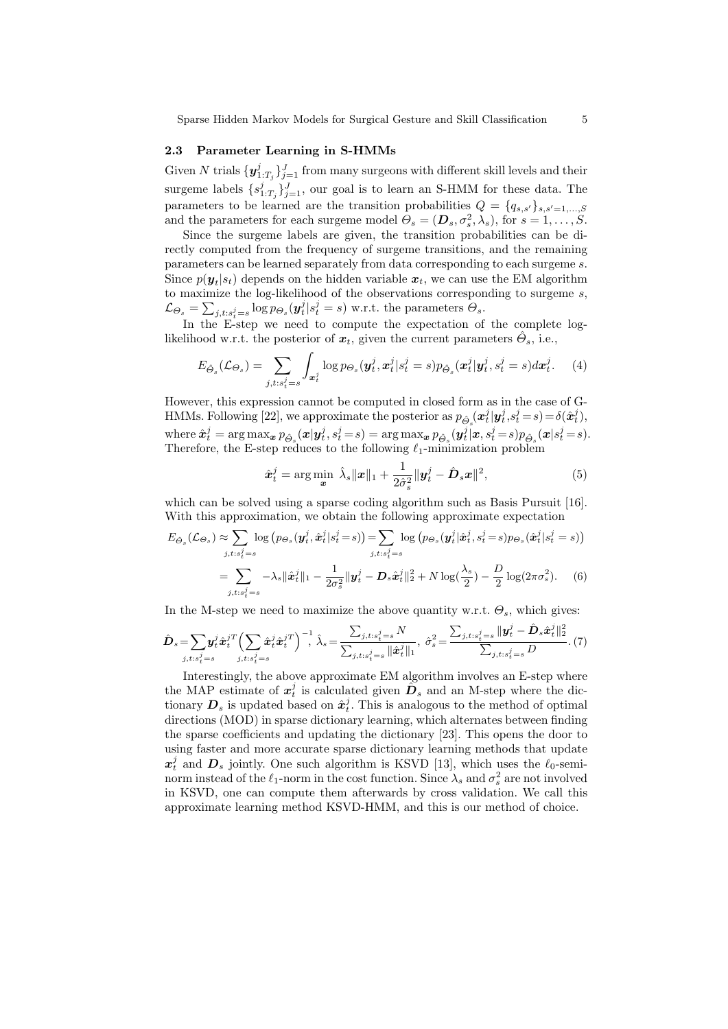### 2.3 Parameter Learning in S-HMMs

Given $N$ trials $\{\boldsymbol{y}_{1:T_j}^j\}_{j=1}^J$ from many surgeons with different skill levels and their surgeme labels $\{s_{1:T_j}^j\}_{j=1}^J$, our goal is to learn an S-HMM for these data. The parameters to be learned are the transition probabilities $Q = \{q_{s,s'}\}_{s,s'=1,\ldots,S}$ and the parameters for each surgeme model $\Theta_s = (\boldsymbol{D}_s, \sigma_s^2, \lambda_s)$, for $s = 1, \ldots, S$.

Since the surgeme labels are given, the transition probabilities can be directly computed from the frequency of surgeme transitions, and the remaining parameters can be learned separately from data corresponding to each surgeme $s$. Since $p(\boldsymbol{y}_t|s_t)$ depends on the hidden variable $\boldsymbol{x}_t$, we can use the EM algorithm to maximize the log-likelihood of the observations corresponding to surgeme $s$, $\mathcal{L}_{\Theta_s} = \sum_{j,t:s_t^j=s} \log p_{\Theta_s}(\boldsymbol{y}_t^j|s_t^j = s)$ w.r.t. the parameters $\Theta_s$.

In the E-step we need to compute the expectation of the complete log-likelihood w.r.t. the posterior of $\boldsymbol{x}_t$, given the current parameters $\hat{\Theta}_s$, i.e.,

$$E_{\hat{\Theta}_s}(\mathcal{L}_{\Theta_s}) = \sum_{j,t:s_t^j=s} \int_{\boldsymbol{x}_t^j} \log p_{\Theta_s}(\boldsymbol{y}_t^j, \boldsymbol{x}_t^j | s_t^j = s) p_{\hat{\Theta}_s}(\boldsymbol{x}_t^j | \boldsymbol{y}_t^j, s_t^j = s) d\boldsymbol{x}_t^j. \quad (4)$$

However, this expression cannot be computed in closed form as in the case of G-HMMs. Following [22], we approximate the posterior as $p_{\hat{\Theta}_s}(\boldsymbol{x}_t^j|\boldsymbol{y}_t^j, s_t^j = s) = \delta(\hat{\boldsymbol{x}}_t^j)$, where $\hat{\boldsymbol{x}}_t^j = \arg\max_{\boldsymbol{x}} p_{\hat{\Theta}_s}(\boldsymbol{x}|\boldsymbol{y}_t^j, s_t^j = s) = \arg\max_{\boldsymbol{x}} p_{\hat{\Theta}_s}(\boldsymbol{y}_t^j|\boldsymbol{x}, s_t^j = s) p_{\hat{\Theta}_s}(\boldsymbol{x}|s_t^j = s)$. Therefore, the E-step reduces to the following $\ell_1$-minimization problem

$$\hat{\boldsymbol{x}}_t^j = \arg\min_{\boldsymbol{x}} \ \hat{\lambda}_s \|\boldsymbol{x}\|_1 + \frac{1}{2\hat{\sigma}_s^2} \|\boldsymbol{y}_t^j - \hat{\boldsymbol{D}}_s \boldsymbol{x}\|^2, \quad (5)$$

which can be solved using a sparse coding algorithm such as Basis Pursuit [16]. With this approximation, we obtain the following approximate expectation

$$\begin{aligned} E_{\hat{\Theta}_s}(\mathcal{L}_{\Theta_s}) &\approx \sum_{j,t:s_t^j=s} \log\left(p_{\Theta_s}(\boldsymbol{y}_t^j, \hat{\boldsymbol{x}}_t^j | s_t^j = s)\right) = \sum_{j,t:s_t^j=s} \log\left(p_{\Theta_s}(\boldsymbol{y}_t^j | \hat{\boldsymbol{x}}_t^j, s_t^j = s) p_{\Theta_s}(\hat{\boldsymbol{x}}_t^j | s_t^j = s)\right) \\ &= \sum_{j,t:s_t^j=s} -\lambda_s \|\hat{\boldsymbol{x}}_t^j\|_1 - \frac{1}{2\sigma_s^2} \|\boldsymbol{y}_t^j - \boldsymbol{D}_s \hat{\boldsymbol{x}}_t^j\|_2^2 + N \log(\frac{\lambda_s}{2}) - \frac{D}{2} \log(2\pi\sigma_s^2). \quad (6) \end{aligned}$$

In the M-step we need to maximize the above quantity w.r.t. $\Theta_s$, which gives:

$$\hat{\boldsymbol{D}}_s = \sum_{j,t:s_t^j=s} \boldsymbol{y}_t^j \hat{\boldsymbol{x}}_t^{jT} \Big(\sum_{j,t:s_t^j=s} \hat{\boldsymbol{x}}_t^j \hat{\boldsymbol{x}}_t^{jT}\Big)^{-1}, \ \hat{\lambda}_s = \frac{\sum_{j,t:s_t^j=s} N}{\sum_{j,t:s_t^j=s} \|\hat{\boldsymbol{x}}_t^j\|_1}, \ \hat{\sigma}_s^2 = \frac{\sum_{j,t:s_t^j=s} \|\boldsymbol{y}_t^j - \hat{\boldsymbol{D}}_s \hat{\boldsymbol{x}}_t^j\|_2^2}{\sum_{j,t:s_t^j=s} D}. \quad (7)$$

Interestingly, the above approximate EM algorithm involves an E-step where the MAP estimate of $\boldsymbol{x}_t^j$ is calculated given $\hat{\boldsymbol{D}}_s$ and an M-step where the dictionary $\boldsymbol{D}_s$ is updated based on $\hat{\boldsymbol{x}}_t^j$. This is analogous to the method of optimal directions (MOD) in sparse dictionary learning, which alternates between finding the sparse coefficients and updating the dictionary [23]. This opens the door to using faster and more accurate sparse dictionary learning methods that update $\boldsymbol{x}_t^j$ and $\boldsymbol{D}_s$ jointly. One such algorithm is KSVD [13], which uses the $\ell_0$-seminorm instead of the $\ell_1$-norm in the cost function. Since $\lambda_s$ and $\sigma_s^2$ are not involved in KSVD, one can compute them afterwards by cross validation. We call this approximate learning method KSVD-HMM, and this is our method of choice.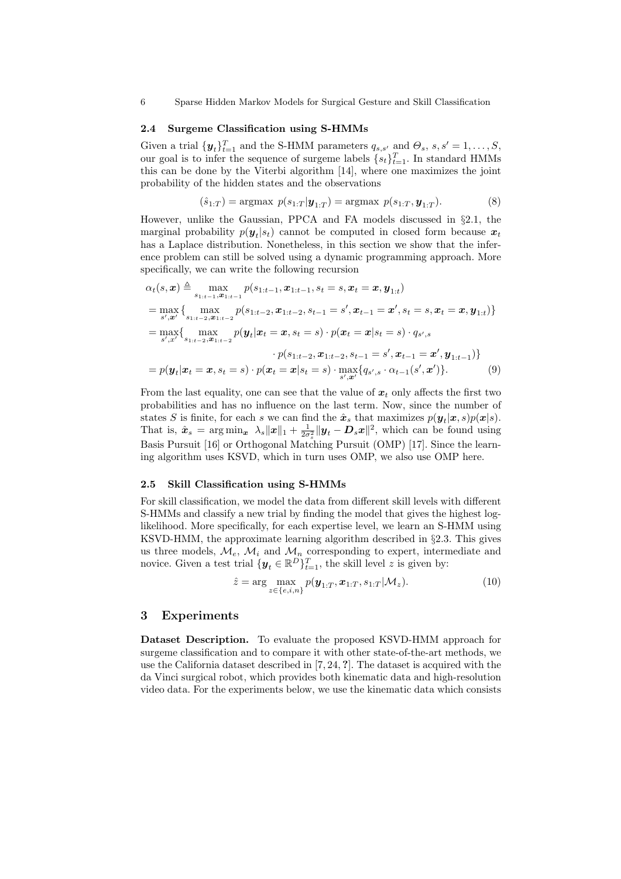### 2.4 Surgeme Classification using S-HMMs

Given a trial $\{\boldsymbol{y}_t\}_{t=1}^T$ and the S-HMM parameters $q_{s,s'}$ and $\Theta_s$, $s, s' = 1, \ldots, S$, our goal is to infer the sequence of surgeme labels $\{s_t\}_{t=1}^T$. In standard HMMs this can be done by the Viterbi algorithm [14], where one maximizes the joint probability of the hidden states and the observations

$$(\hat{s}_{1:T}) = \text{argmax } p(s_{1:T}|\boldsymbol{y}_{1:T}) = \text{argmax } p(s_{1:T}, \boldsymbol{y}_{1:T}). \tag{8}$$

However, unlike the Gaussian, PPCA and FA models discussed in §2.1, the marginal probability $p(\boldsymbol{y}_t|s_t)$ cannot be computed in closed form because $\boldsymbol{x}_t$ has a Laplace distribution. Nonetheless, in this section we show that the inference problem can still be solved using a dynamic programming approach. More specifically, we can write the following recursion

$$\begin{aligned}
\alpha_t(s, \boldsymbol{x}) &\triangleq \max_{s_{1:t-1}, \boldsymbol{x}_{1:t-1}} p(s_{1:t-1}, \boldsymbol{x}_{1:t-1}, s_t = s, \boldsymbol{x}_t = \boldsymbol{x}, \boldsymbol{y}_{1:t}) \\
&= \max_{s', \boldsymbol{x}'} \{ \max_{s_{1:t-2}, \boldsymbol{x}_{1:t-2}} p(s_{1:t-2}, \boldsymbol{x}_{1:t-2}, s_{t-1} = s', \boldsymbol{x}_{t-1} = \boldsymbol{x}', s_t = s, \boldsymbol{x}_t = \boldsymbol{x}, \boldsymbol{y}_{1:t}) \} \\
&= \max_{s', x'} \{ \max_{s_{1:t-2}, \boldsymbol{x}_{1:t-2}} p(\boldsymbol{y}_t | \boldsymbol{x}_t = \boldsymbol{x}, s_t = s) \cdot p(\boldsymbol{x}_t = \boldsymbol{x} | s_t = s) \cdot q_{s',s} \\
&\qquad \cdot p(s_{1:t-2}, \boldsymbol{x}_{1:t-2}, s_{t-1} = s', \boldsymbol{x}_{t-1} = \boldsymbol{x}', \boldsymbol{y}_{1:t-1}) \} \\
&= p(\boldsymbol{y}_t | \boldsymbol{x}_t = \boldsymbol{x}, s_t = s) \cdot p(\boldsymbol{x}_t = \boldsymbol{x} | s_t = s) \cdot \max_{s', \boldsymbol{x}'} \{ q_{s',s} \cdot \alpha_{t-1}(s', \boldsymbol{x}') \}.
\end{aligned} \tag{9}$$

From the last equality, one can see that the value of $\boldsymbol{x}_t$ only affects the first two probabilities and has no influence on the last term. Now, since the number of states $S$ is finite, for each $s$ we can find the $\hat{\boldsymbol{x}}_s$ that maximizes $p(\boldsymbol{y}_t|\boldsymbol{x}, s)p(\boldsymbol{x}|s)$. That is, $\hat{\boldsymbol{x}}_s = \arg\min_{\boldsymbol{x}} \ \lambda_s \|\boldsymbol{x}\|_1 + \frac{1}{2\sigma_s^2} \|\boldsymbol{y}_t - \boldsymbol{D}_s \boldsymbol{x}\|^2$, which can be found using Basis Pursuit [16] or Orthogonal Matching Pursuit (OMP) [17]. Since the learning algorithm uses KSVD, which in turn uses OMP, we also use OMP here.

### 2.5 Skill Classification using S-HMMs

For skill classification, we model the data from different skill levels with different S-HMMs and classify a new trial by finding the model that gives the highest log-likelihood. More specifically, for each expertise level, we learn an S-HMM using KSVD-HMM, the approximate learning algorithm described in §2.3. This gives us three models, $\mathcal{M}_e$, $\mathcal{M}_i$ and $\mathcal{M}_n$ corresponding to expert, intermediate and novice. Given a test trial $\{\boldsymbol{y}_t \in \mathbb{R}^D\}_{t=1}^T$, the skill level $z$ is given by:

$$\hat{z} = \arg \max_{z \in \{e,i,n\}} p(\boldsymbol{y}_{1:T}, \boldsymbol{x}_{1:T}, s_{1:T} | \mathcal{M}_z). \tag{10}$$

## 3 Experiments

**Dataset Description.** To evaluate the proposed KSVD-HMM approach for surgeme classification and to compare it with other state-of-the-art methods, we use the California dataset described in [7, 24, ?]. The dataset is acquired with the da Vinci surgical robot, which provides both kinematic data and high-resolution video data. For the experiments below, we use the kinematic data which consists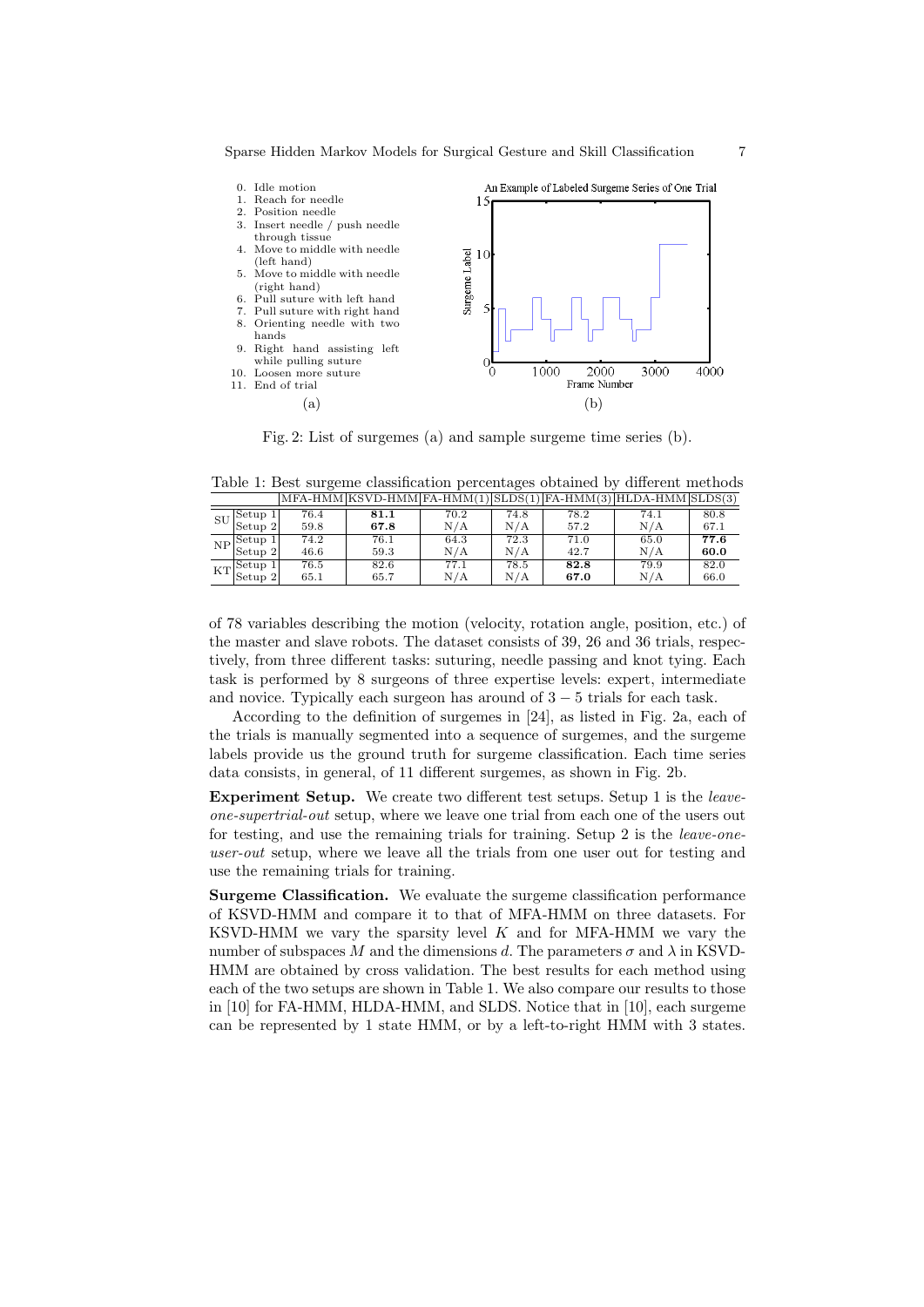0. Idle motion
1. Reach for needle
2. Position needle
3. Insert needle / push needle through tissue
4. Move to middle with needle (left hand)
5. Move to middle with needle (right hand)
6. Pull suture with left hand
7. Pull suture with right hand
8. Orienting needle with two hands
9. Right hand assisting left while pulling suture
10. Loosen more suture
11. End of trial

(a)

(b)

Fig. 2: List of surgemes (a) and sample surgeme time series (b).

Table 1: Best surgeme classification percentages obtained by different methods

| | | MFA-HMM | KSVD-HMM | FA-HMM(1) | SLDS(1) | FA-HMM(3) | HLDA-HMM | SLDS(3) |
|---|---|---|---|---|---|---|---|---|
| SU | Setup 1 | 76.4 | **81.1** | 70.2 | 74.8 | 78.2 | 74.1 | 80.8 |
| | Setup 2 | 59.8 | **67.8** | N/A | N/A | 57.2 | N/A | 67.1 |
| NP | Setup 1 | 74.2 | 76.1 | 64.3 | 72.3 | 71.0 | 65.0 | **77.6** |
| | Setup 2 | 46.6 | 59.3 | N/A | N/A | 42.7 | N/A | **60.0** |
| KT | Setup 1 | 76.5 | 82.6 | 77.1 | 78.5 | **82.8** | 79.9 | 82.0 |
| | Setup 2 | 65.1 | 65.7 | N/A | N/A | **67.0** | N/A | 66.0 |

of 78 variables describing the motion (velocity, rotation angle, position, etc.) of the master and slave robots. The dataset consists of 39, 26 and 36 trials, respectively, from three different tasks: suturing, needle passing and knot tying. Each task is performed by 8 surgeons of three expertise levels: expert, intermediate and novice. Typically each surgeon has around of $3-5$ trials for each task.

According to the definition of surgemes in [24], as listed in Fig. 2a, each of the trials is manually segmented into a sequence of surgemes, and the surgeme labels provide us the ground truth for surgeme classification. Each time series data consists, in general, of 11 different surgemes, as shown in Fig. 2b.

**Experiment Setup.** We create two different test setups. Setup 1 is the *leave-one-supertrial-out* setup, where we leave one trial from each one of the users out for testing, and use the remaining trials for training. Setup 2 is the *leave-one-user-out* setup, where we leave all the trials from one user out for testing and use the remaining trials for training.

**Surgeme Classification.** We evaluate the surgeme classification performance of KSVD-HMM and compare it to that of MFA-HMM on three datasets. For KSVD-HMM we vary the sparsity level $K$ and for MFA-HMM we vary the number of subspaces $M$ and the dimensions $d$. The parameters $\sigma$ and $\lambda$ in KSVD-HMM are obtained by cross validation. The best results for each method using each of the two setups are shown in Table 1. We also compare our results to those in [10] for FA-HMM, HLDA-HMM, and SLDS. Notice that in [10], each surgeme can be represented by 1 state HMM, or by a left-to-right HMM with 3 states.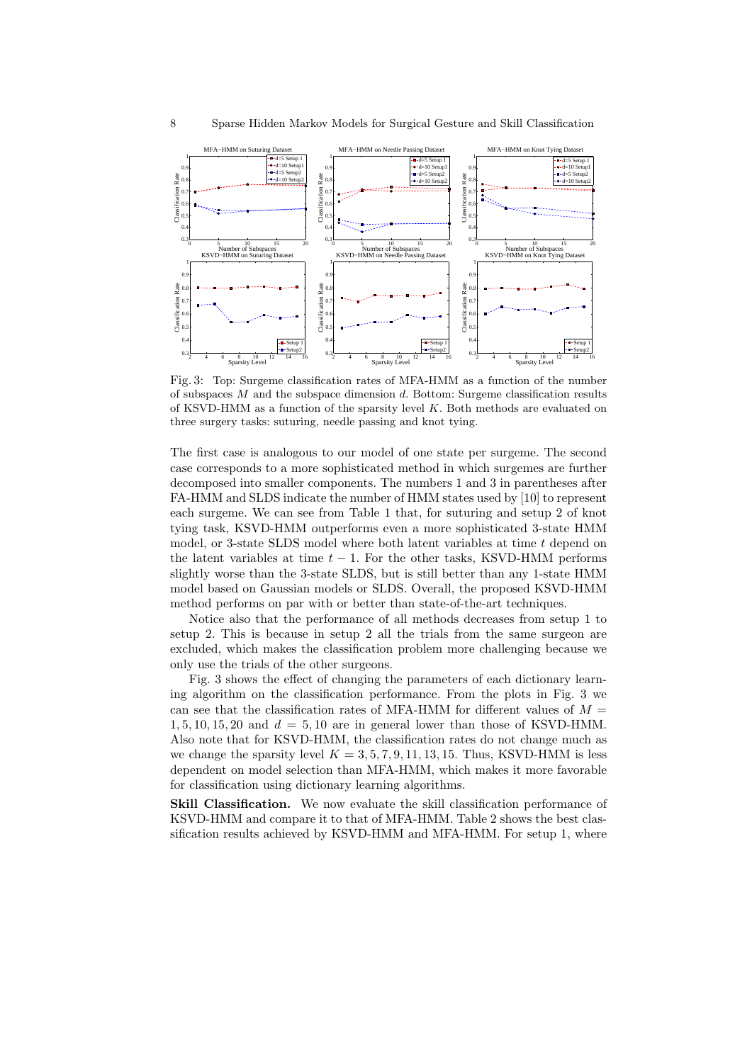Fig. 3: Top: Surgeme classification rates of MFA-HMM as a function of the number of subspaces $M$ and the subspace dimension $d$. Bottom: Surgeme classification results of KSVD-HMM as a function of the sparsity level $K$. Both methods are evaluated on three surgery tasks: suturing, needle passing and knot tying.

The first case is analogous to our model of one state per surgeme. The second case corresponds to a more sophisticated method in which surgemes are further decomposed into smaller components. The numbers 1 and 3 in parentheses after FA-HMM and SLDS indicate the number of HMM states used by [10] to represent each surgeme. We can see from Table 1 that, for suturing and setup 2 of knot tying task, KSVD-HMM outperforms even a more sophisticated 3-state HMM model, or 3-state SLDS model where both latent variables at time $t$ depend on the latent variables at time $t-1$. For the other tasks, KSVD-HMM performs slightly worse than the 3-state SLDS, but is still better than any 1-state HMM model based on Gaussian models or SLDS. Overall, the proposed KSVD-HMM method performs on par with or better than state-of-the-art techniques.

Notice also that the performance of all methods decreases from setup 1 to setup 2. This is because in setup 2 all the trials from the same surgeon are excluded, which makes the classification problem more challenging because we only use the trials of the other surgeons.

Fig. 3 shows the effect of changing the parameters of each dictionary learning algorithm on the classification performance. From the plots in Fig. 3 we can see that the classification rates of MFA-HMM for different values of $M = 1, 5, 10, 15, 20$ and $d = 5, 10$ are in general lower than those of KSVD-HMM. Also note that for KSVD-HMM, the classification rates do not change much as we change the sparsity level $K = 3, 5, 7, 9, 11, 13, 15$. Thus, KSVD-HMM is less dependent on model selection than MFA-HMM, which makes it more favorable for classification using dictionary learning algorithms.

**Skill Classification.** We now evaluate the skill classification performance of KSVD-HMM and compare it to that of MFA-HMM. Table 2 shows the best classification results achieved by KSVD-HMM and MFA-HMM. For setup 1, where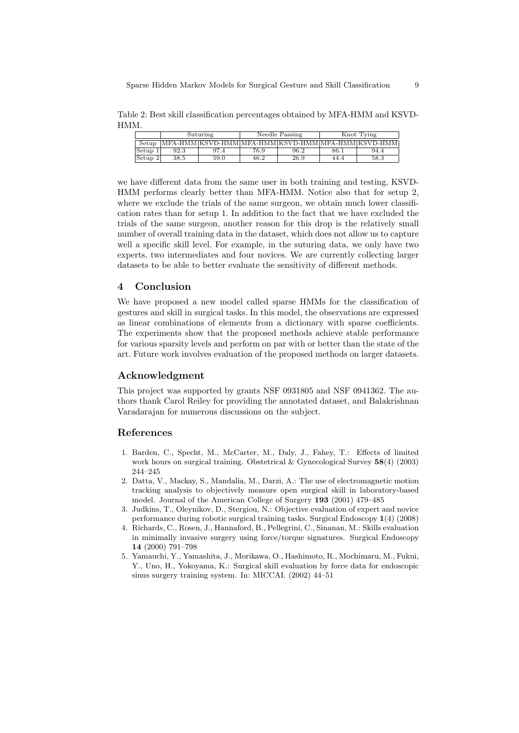Table 2: Best skill classification percentages obtained by MFA-HMM and KSVD-HMM.

| | Suturing | | Needle Passing | | Knot Tying | |
|---|---|---|---|---|---|---|
| Setup | MFA-HMM | KSVD-HMM | MFA-HMM | KSVD-HMM | MFA-HMM | KSVD-HMM |
| Setup 1 | 92.3 | 97.4 | 76.9 | 96.2 | 86.1 | 94.4 |
| Setup 2 | 38.5 | 59.0 | 46.2 | 26.9 | 44.4 | 58.3 |

we have different data from the same user in both training and testing, KSVD-HMM performs clearly better than MFA-HMM. Notice also that for setup 2, where we exclude the trials of the same surgeon, we obtain much lower classification rates than for setup 1. In addition to the fact that we have excluded the trials of the same surgeon, another reason for this drop is the relatively small number of overall training data in the dataset, which does not allow us to capture well a specific skill level. For example, in the suturing data, we only have two experts, two intermediates and four novices. We are currently collecting larger datasets to be able to better evaluate the sensitivity of different methods.

## 4 Conclusion

We have proposed a new model called sparse HMMs for the classification of gestures and skill in surgical tasks. In this model, the observations are expressed as linear combinations of elements from a dictionary with sparse coefficients. The experiments show that the proposed methods achieve stable performance for various sparsity levels and perform on par with or better than the state of the art. Future work involves evaluation of the proposed methods on larger datasets.

## Acknowledgment

This project was supported by grants NSF 0931805 and NSF 0941362. The authors thank Carol Reiley for providing the annotated dataset, and Balakrishnan Varadarajan for numerous discussions on the subject.

## References

1. Barden, C., Specht, M., McCarter, M., Daly, J., Fahey, T.: Effects of limited work hours on surgical training. Obstetrical & Gynecological Survey **58**(4) (2003) 244–245
2. Datta, V., Mackay, S., Mandalia, M., Darzi, A.: The use of electromagnetic motion tracking analysis to objectively measure open surgical skill in laboratory-based model. Journal of the American College of Surgery **193** (2001) 479–485
3. Judkins, T., Oleynikov, D., Stergiou, N.: Objective evaluation of expert and novice performance during robotic surgical training tasks. Surgical Endoscopy **1**(4) (2008)
4. Richards, C., Rosen, J., Hannaford, B., Pellegrini, C., Sinanan, M.: Skills evaluation in minimally invasive surgery using force/torque signatures. Surgical Endoscopy **14** (2000) 791–798
5. Yamauchi, Y., Yamashita, J., Morikawa, O., Hashimoto, R., Mochimaru, M., Fukui, Y., Uno, H., Yokoyama, K.: Surgical skill evaluation by force data for endoscopic sinus surgery training system. In: MICCAI. (2002) 44–51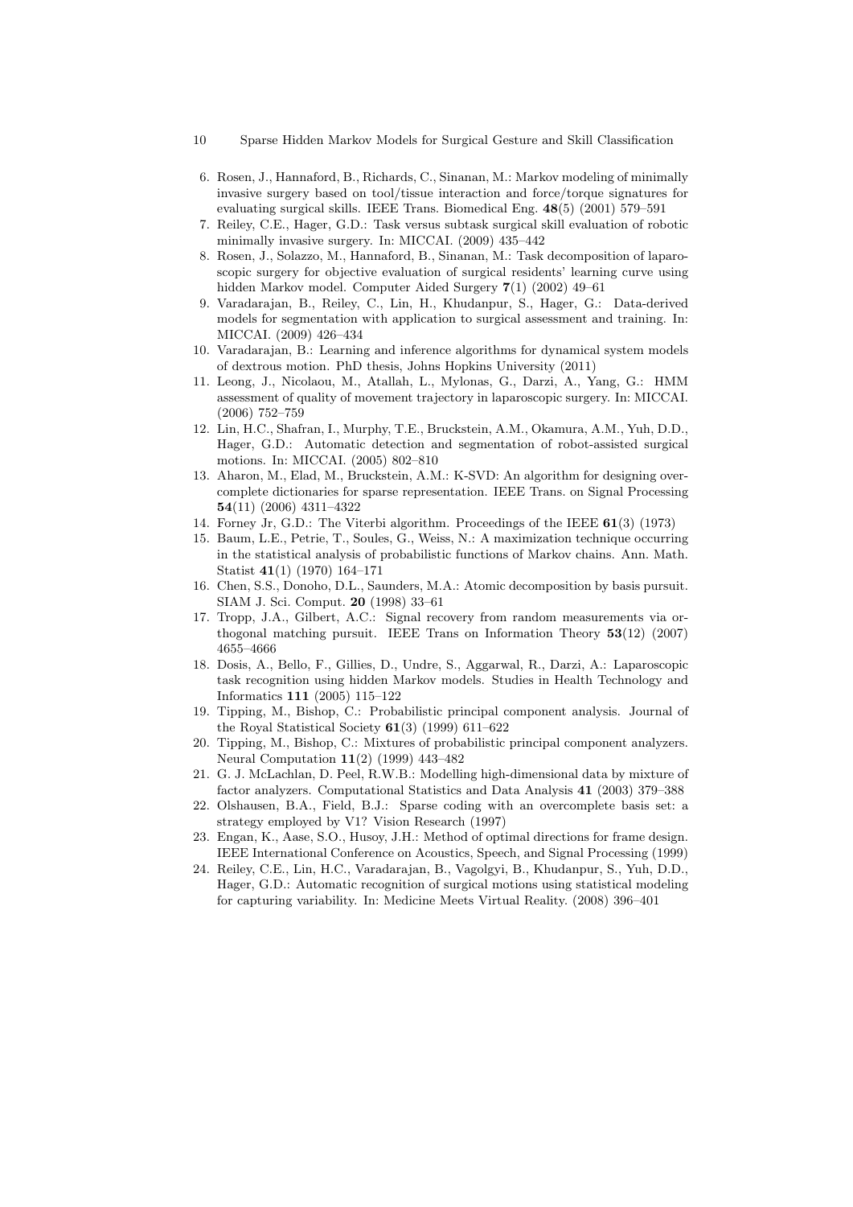6. Rosen, J., Hannaford, B., Richards, C., Sinanan, M.: Markov modeling of minimally invasive surgery based on tool/tissue interaction and force/torque signatures for evaluating surgical skills. IEEE Trans. Biomedical Eng. **48**(5) (2001) 579–591
7. Reiley, C.E., Hager, G.D.: Task versus subtask surgical skill evaluation of robotic minimally invasive surgery. In: MICCAI. (2009) 435–442
8. Rosen, J., Solazzo, M., Hannaford, B., Sinanan, M.: Task decomposition of laparoscopic surgery for objective evaluation of surgical residents' learning curve using hidden Markov model. Computer Aided Surgery **7**(1) (2002) 49–61
9. Varadarajan, B., Reiley, C., Lin, H., Khudanpur, S., Hager, G.: Data-derived models for segmentation with application to surgical assessment and training. In: MICCAI. (2009) 426–434
10. Varadarajan, B.: Learning and inference algorithms for dynamical system models of dextrous motion. PhD thesis, Johns Hopkins University (2011)
11. Leong, J., Nicolaou, M., Atallah, L., Mylonas, G., Darzi, A., Yang, G.: HMM assessment of quality of movement trajectory in laparoscopic surgery. In: MICCAI. (2006) 752–759
12. Lin, H.C., Shafran, I., Murphy, T.E., Bruckstein, A.M., Okamura, A.M., Yuh, D.D., Hager, G.D.: Automatic detection and segmentation of robot-assisted surgical motions. In: MICCAI. (2005) 802–810
13. Aharon, M., Elad, M., Bruckstein, A.M.: K-SVD: An algorithm for designing overcomplete dictionaries for sparse representation. IEEE Trans. on Signal Processing **54**(11) (2006) 4311–4322
14. Forney Jr, G.D.: The Viterbi algorithm. Proceedings of the IEEE **61**(3) (1973)
15. Baum, L.E., Petrie, T., Soules, G., Weiss, N.: A maximization technique occurring in the statistical analysis of probabilistic functions of Markov chains. Ann. Math. Statist **41**(1) (1970) 164–171
16. Chen, S.S., Donoho, D.L., Saunders, M.A.: Atomic decomposition by basis pursuit. SIAM J. Sci. Comput. **20** (1998) 33–61
17. Tropp, J.A., Gilbert, A.C.: Signal recovery from random measurements via orthogonal matching pursuit. IEEE Trans on Information Theory **53**(12) (2007) 4655–4666
18. Dosis, A., Bello, F., Gillies, D., Undre, S., Aggarwal, R., Darzi, A.: Laparoscopic task recognition using hidden Markov models. Studies in Health Technology and Informatics **111** (2005) 115–122
19. Tipping, M., Bishop, C.: Probabilistic principal component analysis. Journal of the Royal Statistical Society **61**(3) (1999) 611–622
20. Tipping, M., Bishop, C.: Mixtures of probabilistic principal component analyzers. Neural Computation **11**(2) (1999) 443–482
21. G. J. McLachlan, D. Peel, R.W.B.: Modelling high-dimensional data by mixture of factor analyzers. Computational Statistics and Data Analysis **41** (2003) 379–388
22. Olshausen, B.A., Field, B.J.: Sparse coding with an overcomplete basis set: a strategy employed by V1? Vision Research (1997)
23. Engan, K., Aase, S.O., Husoy, J.H.: Method of optimal directions for frame design. IEEE International Conference on Acoustics, Speech, and Signal Processing (1999)
24. Reiley, C.E., Lin, H.C., Varadarajan, B., Vagolgyi, B., Khudanpur, S., Yuh, D.D., Hager, G.D.: Automatic recognition of surgical motions using statistical modeling for capturing variability. In: Medicine Meets Virtual Reality. (2008) 396–401